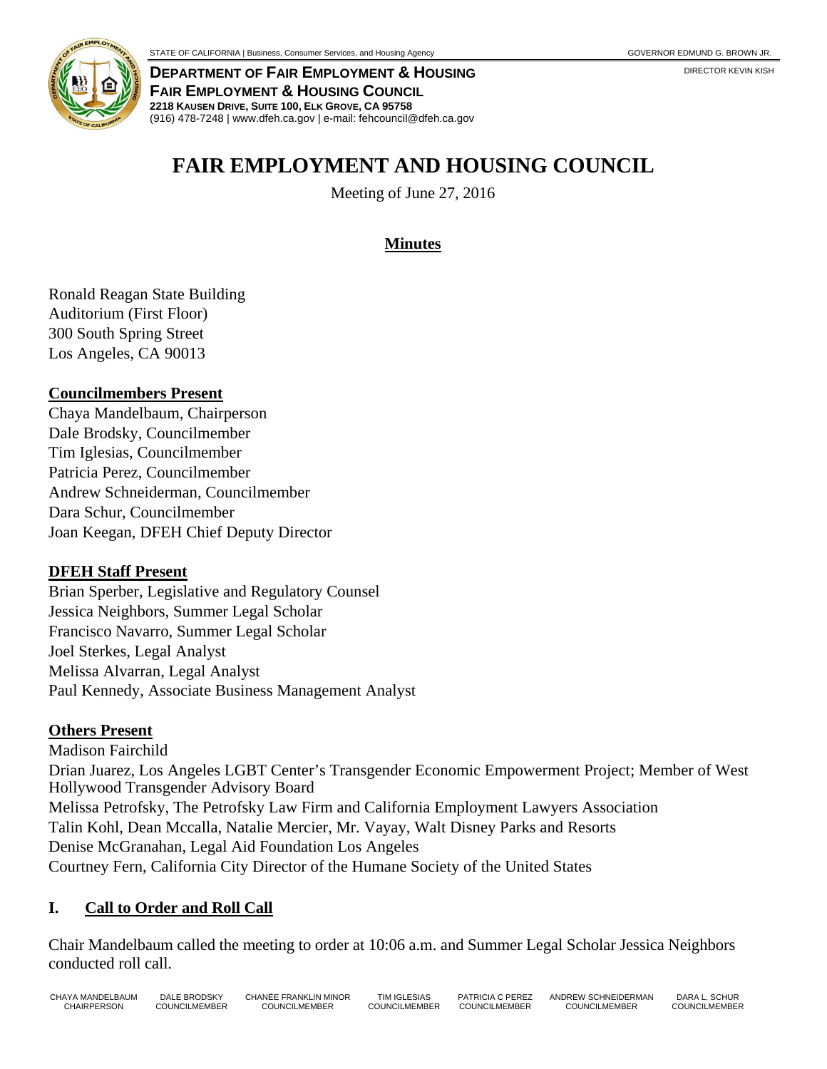STATE OF CALIFORNIA | Business, Consumer Services, and Housing Agency GOVERNOR EDMUND G. BROWN JR.

DIRECTOR KEVIN KISH

**DEPARTMENT OF FAIR EMPLOYMENT & HOUSING**
**FAIR EMPLOYMENT & HOUSING COUNCIL**
**2218 KAUSEN DRIVE, SUITE 100, ELK GROVE, CA 95758**
(916) 478-7248 | www.dfeh.ca.gov | e-mail: fehcouncil@dfeh.ca.gov

# FAIR EMPLOYMENT AND HOUSING COUNCIL

Meeting of June 27, 2016

## Minutes

Ronald Reagan State Building
Auditorium (First Floor)
300 South Spring Street
Los Angeles, CA 90013

**Councilmembers Present**

Chaya Mandelbaum, Chairperson
Dale Brodsky, Councilmember
Tim Iglesias, Councilmember
Patricia Perez, Councilmember
Andrew Schneiderman, Councilmember
Dara Schur, Councilmember
Joan Keegan, DFEH Chief Deputy Director

**DFEH Staff Present**

Brian Sperber, Legislative and Regulatory Counsel
Jessica Neighbors, Summer Legal Scholar
Francisco Navarro, Summer Legal Scholar
Joel Sterkes, Legal Analyst
Melissa Alvarran, Legal Analyst
Paul Kennedy, Associate Business Management Analyst

**Others Present**

Madison Fairchild
Drian Juarez, Los Angeles LGBT Center's Transgender Economic Empowerment Project; Member of West Hollywood Transgender Advisory Board
Melissa Petrofsky, The Petrofsky Law Firm and California Employment Lawyers Association
Talin Kohl, Dean Mccalla, Natalie Mercier, Mr. Vayay, Walt Disney Parks and Resorts
Denise McGranahan, Legal Aid Foundation Los Angeles
Courtney Fern, California City Director of the Humane Society of the United States

## I. Call to Order and Roll Call

Chair Mandelbaum called the meeting to order at 10:06 a.m. and Summer Legal Scholar Jessica Neighbors conducted roll call.

CHAYA MANDELBAUM, CHAIRPERSON | DALE BRODSKY, COUNCILMEMBER | CHANÉE FRANKLIN MINOR, COUNCILMEMBER | TIM IGLESIAS, COUNCILMEMBER | PATRICIA C PEREZ, COUNCILMEMBER | ANDREW SCHNEIDERMAN, COUNCILMEMBER | DARA L. SCHUR, COUNCILMEMBER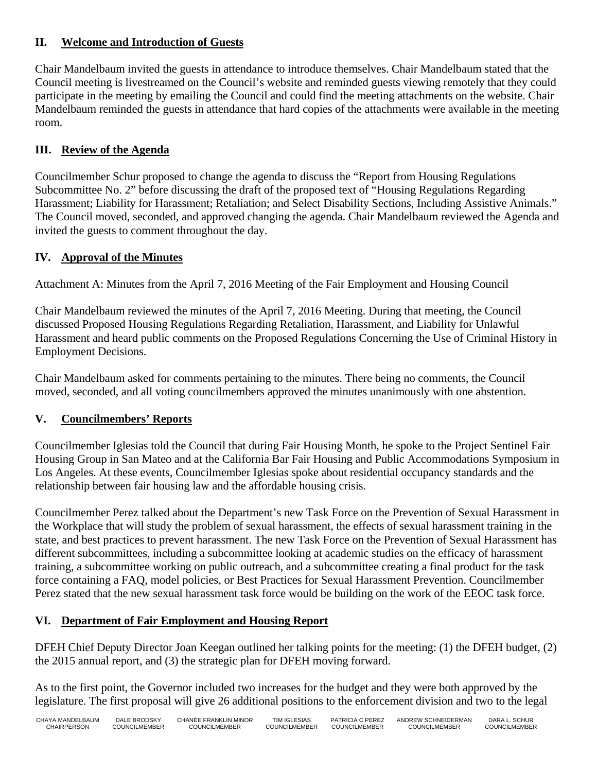## II. Welcome and Introduction of Guests

Chair Mandelbaum invited the guests in attendance to introduce themselves. Chair Mandelbaum stated that the Council meeting is livestreamed on the Council's website and reminded guests viewing remotely that they could participate in the meeting by emailing the Council and could find the meeting attachments on the website. Chair Mandelbaum reminded the guests in attendance that hard copies of the attachments were available in the meeting room.

## III. Review of the Agenda

Councilmember Schur proposed to change the agenda to discuss the "Report from Housing Regulations Subcommittee No. 2" before discussing the draft of the proposed text of "Housing Regulations Regarding Harassment; Liability for Harassment; Retaliation; and Select Disability Sections, Including Assistive Animals." The Council moved, seconded, and approved changing the agenda. Chair Mandelbaum reviewed the Agenda and invited the guests to comment throughout the day.

## IV. Approval of the Minutes

Attachment A: Minutes from the April 7, 2016 Meeting of the Fair Employment and Housing Council

Chair Mandelbaum reviewed the minutes of the April 7, 2016 Meeting. During that meeting, the Council discussed Proposed Housing Regulations Regarding Retaliation, Harassment, and Liability for Unlawful Harassment and heard public comments on the Proposed Regulations Concerning the Use of Criminal History in Employment Decisions.

Chair Mandelbaum asked for comments pertaining to the minutes. There being no comments, the Council moved, seconded, and all voting councilmembers approved the minutes unanimously with one abstention.

## V. Councilmembers' Reports

Councilmember Iglesias told the Council that during Fair Housing Month, he spoke to the Project Sentinel Fair Housing Group in San Mateo and at the California Bar Fair Housing and Public Accommodations Symposium in Los Angeles. At these events, Councilmember Iglesias spoke about residential occupancy standards and the relationship between fair housing law and the affordable housing crisis.

Councilmember Perez talked about the Department's new Task Force on the Prevention of Sexual Harassment in the Workplace that will study the problem of sexual harassment, the effects of sexual harassment training in the state, and best practices to prevent harassment. The new Task Force on the Prevention of Sexual Harassment has different subcommittees, including a subcommittee looking at academic studies on the efficacy of harassment training, a subcommittee working on public outreach, and a subcommittee creating a final product for the task force containing a FAQ, model policies, or Best Practices for Sexual Harassment Prevention. Councilmember Perez stated that the new sexual harassment task force would be building on the work of the EEOC task force.

## VI. Department of Fair Employment and Housing Report

DFEH Chief Deputy Director Joan Keegan outlined her talking points for the meeting: (1) the DFEH budget, (2) the 2015 annual report, and (3) the strategic plan for DFEH moving forward.

As to the first point, the Governor included two increases for the budget and they were both approved by the legislature. The first proposal will give 26 additional positions to the enforcement division and two to the legal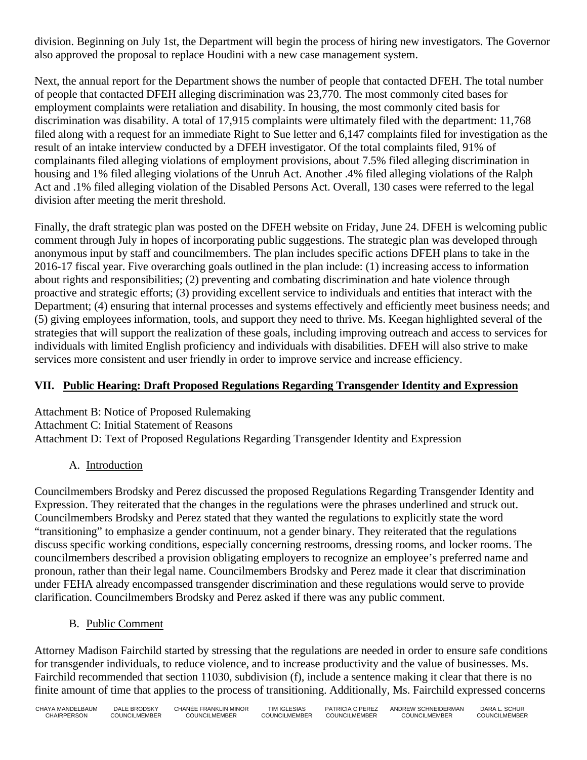division. Beginning on July 1st, the Department will begin the process of hiring new investigators. The Governor also approved the proposal to replace Houdini with a new case management system.

Next, the annual report for the Department shows the number of people that contacted DFEH. The total number of people that contacted DFEH alleging discrimination was 23,770. The most commonly cited bases for employment complaints were retaliation and disability. In housing, the most commonly cited basis for discrimination was disability. A total of 17,915 complaints were ultimately filed with the department: 11,768 filed along with a request for an immediate Right to Sue letter and 6,147 complaints filed for investigation as the result of an intake interview conducted by a DFEH investigator. Of the total complaints filed, 91% of complainants filed alleging violations of employment provisions, about 7.5% filed alleging discrimination in housing and 1% filed alleging violations of the Unruh Act. Another .4% filed alleging violations of the Ralph Act and .1% filed alleging violation of the Disabled Persons Act. Overall, 130 cases were referred to the legal division after meeting the merit threshold.

Finally, the draft strategic plan was posted on the DFEH website on Friday, June 24. DFEH is welcoming public comment through July in hopes of incorporating public suggestions. The strategic plan was developed through anonymous input by staff and councilmembers. The plan includes specific actions DFEH plans to take in the 2016-17 fiscal year. Five overarching goals outlined in the plan include: (1) increasing access to information about rights and responsibilities; (2) preventing and combating discrimination and hate violence through proactive and strategic efforts; (3) providing excellent service to individuals and entities that interact with the Department; (4) ensuring that internal processes and systems effectively and efficiently meet business needs; and (5) giving employees information, tools, and support they need to thrive. Ms. Keegan highlighted several of the strategies that will support the realization of these goals, including improving outreach and access to services for individuals with limited English proficiency and individuals with disabilities. DFEH will also strive to make services more consistent and user friendly in order to improve service and increase efficiency.

## VII. Public Hearing: Draft Proposed Regulations Regarding Transgender Identity and Expression

Attachment B: Notice of Proposed Rulemaking
Attachment C: Initial Statement of Reasons
Attachment D: Text of Proposed Regulations Regarding Transgender Identity and Expression

### A. Introduction

Councilmembers Brodsky and Perez discussed the proposed Regulations Regarding Transgender Identity and Expression. They reiterated that the changes in the regulations were the phrases underlined and struck out. Councilmembers Brodsky and Perez stated that they wanted the regulations to explicitly state the word "transitioning" to emphasize a gender continuum, not a gender binary. They reiterated that the regulations discuss specific working conditions, especially concerning restrooms, dressing rooms, and locker rooms. The councilmembers described a provision obligating employers to recognize an employee's preferred name and pronoun, rather than their legal name. Councilmembers Brodsky and Perez made it clear that discrimination under FEHA already encompassed transgender discrimination and these regulations would serve to provide clarification. Councilmembers Brodsky and Perez asked if there was any public comment.

### B. Public Comment

Attorney Madison Fairchild started by stressing that the regulations are needed in order to ensure safe conditions for transgender individuals, to reduce violence, and to increase productivity and the value of businesses. Ms. Fairchild recommended that section 11030, subdivision (f), include a sentence making it clear that there is no finite amount of time that applies to the process of transitioning. Additionally, Ms. Fairchild expressed concerns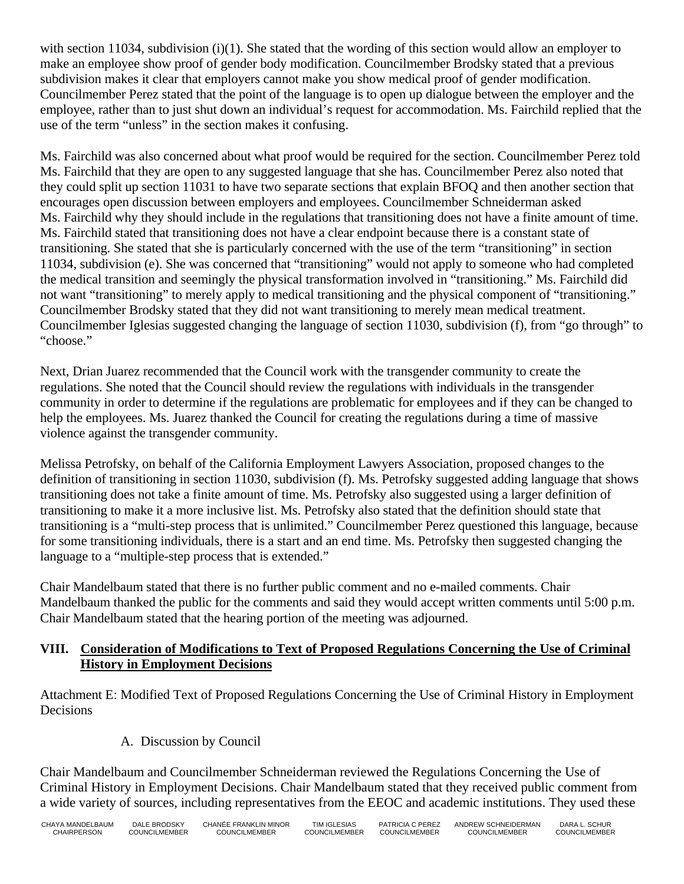with section 11034, subdivision (i)(1). She stated that the wording of this section would allow an employer to make an employee show proof of gender body modification. Councilmember Brodsky stated that a previous subdivision makes it clear that employers cannot make you show medical proof of gender modification. Councilmember Perez stated that the point of the language is to open up dialogue between the employer and the employee, rather than to just shut down an individual's request for accommodation. Ms. Fairchild replied that the use of the term "unless" in the section makes it confusing.

Ms. Fairchild was also concerned about what proof would be required for the section. Councilmember Perez told Ms. Fairchild that they are open to any suggested language that she has. Councilmember Perez also noted that they could split up section 11031 to have two separate sections that explain BFOQ and then another section that encourages open discussion between employers and employees. Councilmember Schneiderman asked Ms. Fairchild why they should include in the regulations that transitioning does not have a finite amount of time. Ms. Fairchild stated that transitioning does not have a clear endpoint because there is a constant state of transitioning. She stated that she is particularly concerned with the use of the term "transitioning" in section 11034, subdivision (e). She was concerned that "transitioning" would not apply to someone who had completed the medical transition and seemingly the physical transformation involved in "transitioning." Ms. Fairchild did not want "transitioning" to merely apply to medical transitioning and the physical component of "transitioning." Councilmember Brodsky stated that they did not want transitioning to merely mean medical treatment. Councilmember Iglesias suggested changing the language of section 11030, subdivision (f), from "go through" to "choose."

Next, Drian Juarez recommended that the Council work with the transgender community to create the regulations. She noted that the Council should review the regulations with individuals in the transgender community in order to determine if the regulations are problematic for employees and if they can be changed to help the employees. Ms. Juarez thanked the Council for creating the regulations during a time of massive violence against the transgender community.

Melissa Petrofsky, on behalf of the California Employment Lawyers Association, proposed changes to the definition of transitioning in section 11030, subdivision (f). Ms. Petrofsky suggested adding language that shows transitioning does not take a finite amount of time. Ms. Petrofsky also suggested using a larger definition of transitioning to make it a more inclusive list. Ms. Petrofsky also stated that the definition should state that transitioning is a "multi-step process that is unlimited." Councilmember Perez questioned this language, because for some transitioning individuals, there is a start and an end time. Ms. Petrofsky then suggested changing the language to a "multiple-step process that is extended."

Chair Mandelbaum stated that there is no further public comment and no e-mailed comments. Chair Mandelbaum thanked the public for the comments and said they would accept written comments until 5:00 p.m. Chair Mandelbaum stated that the hearing portion of the meeting was adjourned.

## VIII. Consideration of Modifications to Text of Proposed Regulations Concerning the Use of Criminal History in Employment Decisions

Attachment E: Modified Text of Proposed Regulations Concerning the Use of Criminal History in Employment Decisions

A. Discussion by Council

Chair Mandelbaum and Councilmember Schneiderman reviewed the Regulations Concerning the Use of Criminal History in Employment Decisions. Chair Mandelbaum stated that they received public comment from a wide variety of sources, including representatives from the EEOC and academic institutions. They used these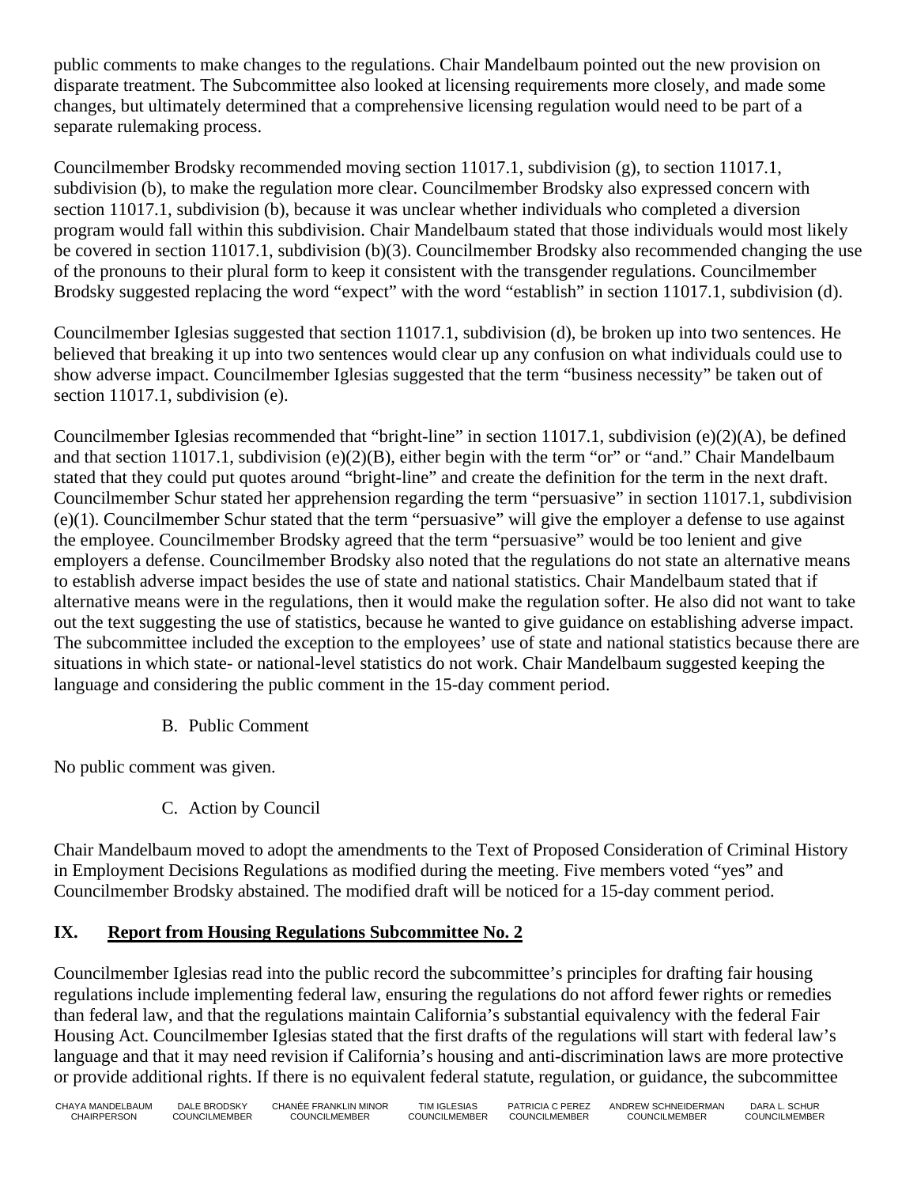public comments to make changes to the regulations. Chair Mandelbaum pointed out the new provision on disparate treatment. The Subcommittee also looked at licensing requirements more closely, and made some changes, but ultimately determined that a comprehensive licensing regulation would need to be part of a separate rulemaking process.

Councilmember Brodsky recommended moving section 11017.1, subdivision (g), to section 11017.1, subdivision (b), to make the regulation more clear. Councilmember Brodsky also expressed concern with section 11017.1, subdivision (b), because it was unclear whether individuals who completed a diversion program would fall within this subdivision. Chair Mandelbaum stated that those individuals would most likely be covered in section 11017.1, subdivision (b)(3). Councilmember Brodsky also recommended changing the use of the pronouns to their plural form to keep it consistent with the transgender regulations. Councilmember Brodsky suggested replacing the word "expect" with the word "establish" in section 11017.1, subdivision (d).

Councilmember Iglesias suggested that section 11017.1, subdivision (d), be broken up into two sentences. He believed that breaking it up into two sentences would clear up any confusion on what individuals could use to show adverse impact. Councilmember Iglesias suggested that the term "business necessity" be taken out of section 11017.1, subdivision (e).

Councilmember Iglesias recommended that "bright-line" in section 11017.1, subdivision (e)(2)(A), be defined and that section 11017.1, subdivision (e)(2)(B), either begin with the term "or" or "and." Chair Mandelbaum stated that they could put quotes around "bright-line" and create the definition for the term in the next draft. Councilmember Schur stated her apprehension regarding the term "persuasive" in section 11017.1, subdivision (e)(1). Councilmember Schur stated that the term "persuasive" will give the employer a defense to use against the employee. Councilmember Brodsky agreed that the term "persuasive" would be too lenient and give employers a defense. Councilmember Brodsky also noted that the regulations do not state an alternative means to establish adverse impact besides the use of state and national statistics. Chair Mandelbaum stated that if alternative means were in the regulations, then it would make the regulation softer. He also did not want to take out the text suggesting the use of statistics, because he wanted to give guidance on establishing adverse impact. The subcommittee included the exception to the employees' use of state and national statistics because there are situations in which state- or national-level statistics do not work. Chair Mandelbaum suggested keeping the language and considering the public comment in the 15-day comment period.

B. Public Comment

No public comment was given.

C. Action by Council

Chair Mandelbaum moved to adopt the amendments to the Text of Proposed Consideration of Criminal History in Employment Decisions Regulations as modified during the meeting. Five members voted "yes" and Councilmember Brodsky abstained. The modified draft will be noticed for a 15-day comment period.

## IX. Report from Housing Regulations Subcommittee No. 2

Councilmember Iglesias read into the public record the subcommittee's principles for drafting fair housing regulations include implementing federal law, ensuring the regulations do not afford fewer rights or remedies than federal law, and that the regulations maintain California's substantial equivalency with the federal Fair Housing Act. Councilmember Iglesias stated that the first drafts of the regulations will start with federal law's language and that it may need revision if California's housing and anti-discrimination laws are more protective or provide additional rights. If there is no equivalent federal statute, regulation, or guidance, the subcommittee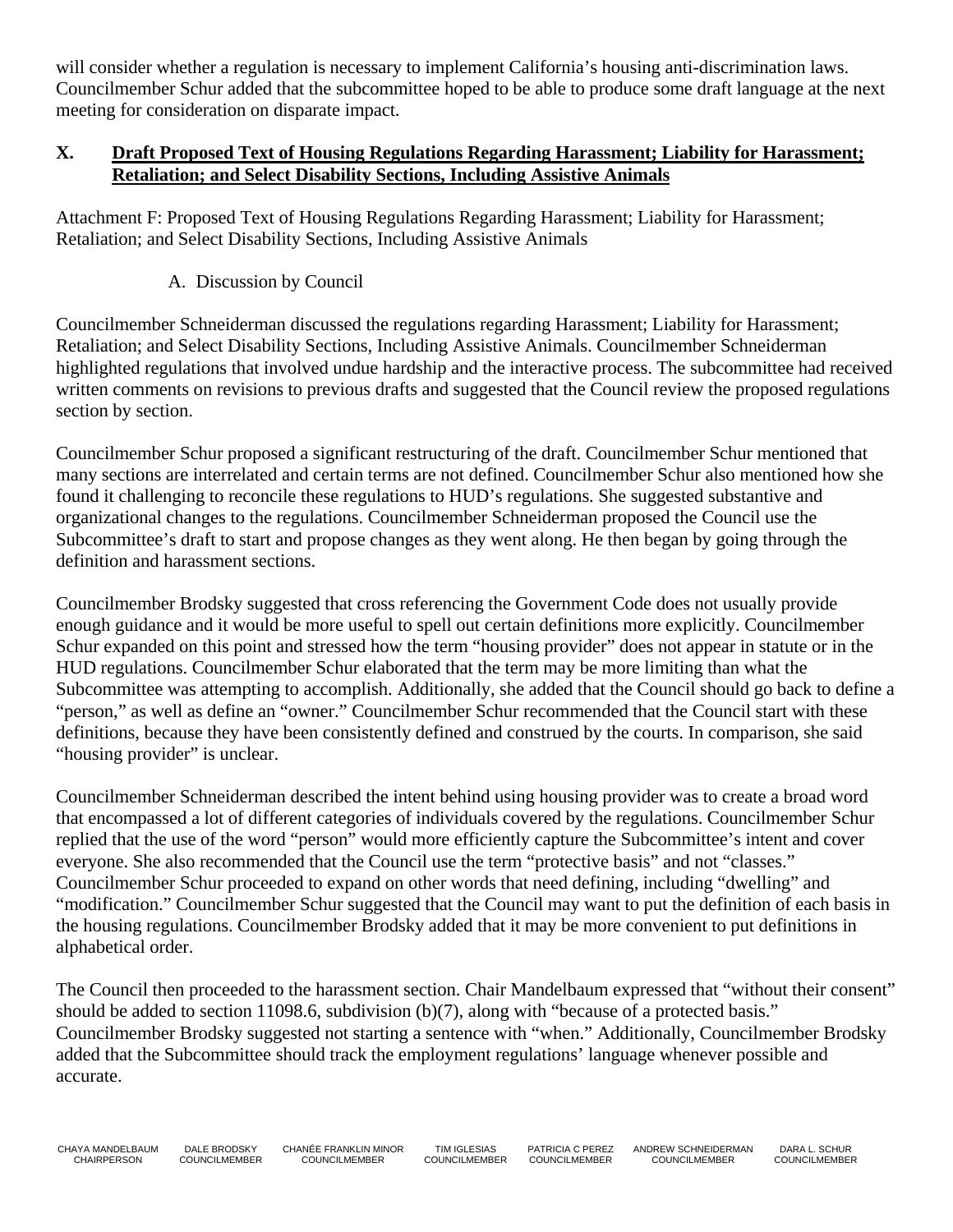will consider whether a regulation is necessary to implement California's housing anti-discrimination laws. Councilmember Schur added that the subcommittee hoped to be able to produce some draft language at the next meeting for consideration on disparate impact.

## X. Draft Proposed Text of Housing Regulations Regarding Harassment; Liability for Harassment; Retaliation; and Select Disability Sections, Including Assistive Animals

Attachment F: Proposed Text of Housing Regulations Regarding Harassment; Liability for Harassment; Retaliation; and Select Disability Sections, Including Assistive Animals

A. Discussion by Council

Councilmember Schneiderman discussed the regulations regarding Harassment; Liability for Harassment; Retaliation; and Select Disability Sections, Including Assistive Animals. Councilmember Schneiderman highlighted regulations that involved undue hardship and the interactive process. The subcommittee had received written comments on revisions to previous drafts and suggested that the Council review the proposed regulations section by section.

Councilmember Schur proposed a significant restructuring of the draft. Councilmember Schur mentioned that many sections are interrelated and certain terms are not defined. Councilmember Schur also mentioned how she found it challenging to reconcile these regulations to HUD's regulations. She suggested substantive and organizational changes to the regulations. Councilmember Schneiderman proposed the Council use the Subcommittee's draft to start and propose changes as they went along. He then began by going through the definition and harassment sections.

Councilmember Brodsky suggested that cross referencing the Government Code does not usually provide enough guidance and it would be more useful to spell out certain definitions more explicitly. Councilmember Schur expanded on this point and stressed how the term "housing provider" does not appear in statute or in the HUD regulations. Councilmember Schur elaborated that the term may be more limiting than what the Subcommittee was attempting to accomplish. Additionally, she added that the Council should go back to define a "person," as well as define an "owner." Councilmember Schur recommended that the Council start with these definitions, because they have been consistently defined and construed by the courts. In comparison, she said "housing provider" is unclear.

Councilmember Schneiderman described the intent behind using housing provider was to create a broad word that encompassed a lot of different categories of individuals covered by the regulations. Councilmember Schur replied that the use of the word "person" would more efficiently capture the Subcommittee's intent and cover everyone. She also recommended that the Council use the term "protective basis" and not "classes." Councilmember Schur proceeded to expand on other words that need defining, including "dwelling" and "modification." Councilmember Schur suggested that the Council may want to put the definition of each basis in the housing regulations. Councilmember Brodsky added that it may be more convenient to put definitions in alphabetical order.

The Council then proceeded to the harassment section. Chair Mandelbaum expressed that "without their consent" should be added to section 11098.6, subdivision (b)(7), along with "because of a protected basis." Councilmember Brodsky suggested not starting a sentence with "when." Additionally, Councilmember Brodsky added that the Subcommittee should track the employment regulations' language whenever possible and accurate.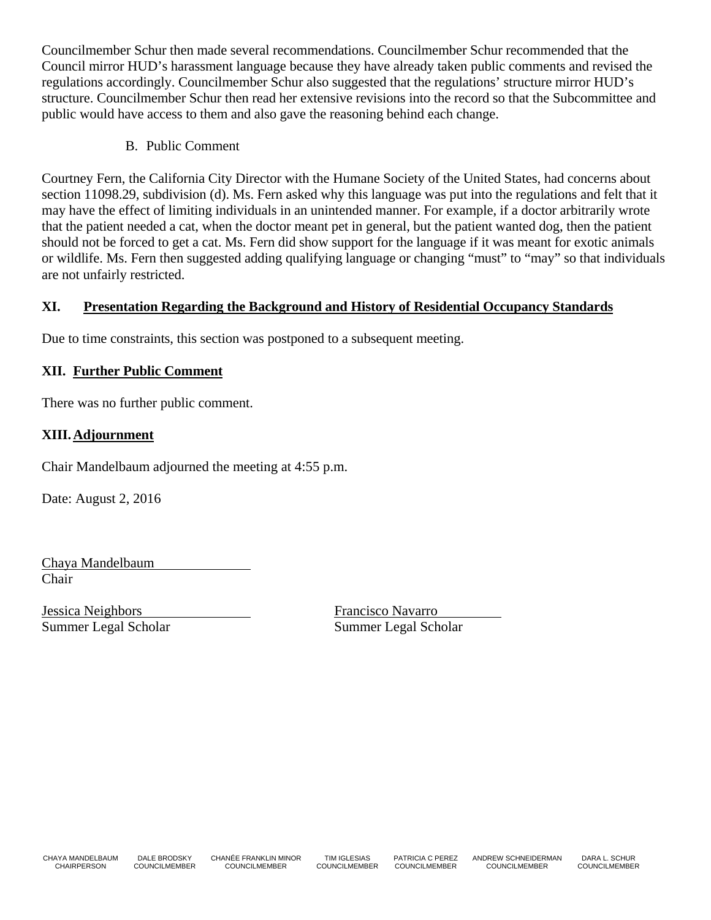Councilmember Schur then made several recommendations. Councilmember Schur recommended that the Council mirror HUD's harassment language because they have already taken public comments and revised the regulations accordingly. Councilmember Schur also suggested that the regulations' structure mirror HUD's structure. Councilmember Schur then read her extensive revisions into the record so that the Subcommittee and public would have access to them and also gave the reasoning behind each change.

B. Public Comment

Courtney Fern, the California City Director with the Humane Society of the United States, had concerns about section 11098.29, subdivision (d). Ms. Fern asked why this language was put into the regulations and felt that it may have the effect of limiting individuals in an unintended manner. For example, if a doctor arbitrarily wrote that the patient needed a cat, when the doctor meant pet in general, but the patient wanted dog, then the patient should not be forced to get a cat. Ms. Fern did show support for the language if it was meant for exotic animals or wildlife. Ms. Fern then suggested adding qualifying language or changing "must" to "may" so that individuals are not unfairly restricted.

## XI. Presentation Regarding the Background and History of Residential Occupancy Standards

Due to time constraints, this section was postponed to a subsequent meeting.

## XII. Further Public Comment

There was no further public comment.

## XIII. Adjournment

Chair Mandelbaum adjourned the meeting at 4:55 p.m.

Date: August 2, 2016

Chaya Mandelbaum
Chair

Jessica Neighbors
Summer Legal Scholar

Francisco Navarro
Summer Legal Scholar

CHAYA MANDELBAUM CHAIRPERSON | DALE BRODSKY COUNCILMEMBER | CHANÉE FRANKLIN MINOR COUNCILMEMBER | TIM IGLESIAS COUNCILMEMBER | PATRICIA C PEREZ COUNCILMEMBER | ANDREW SCHNEIDERMAN COUNCILMEMBER | DARA L. SCHUR COUNCILMEMBER